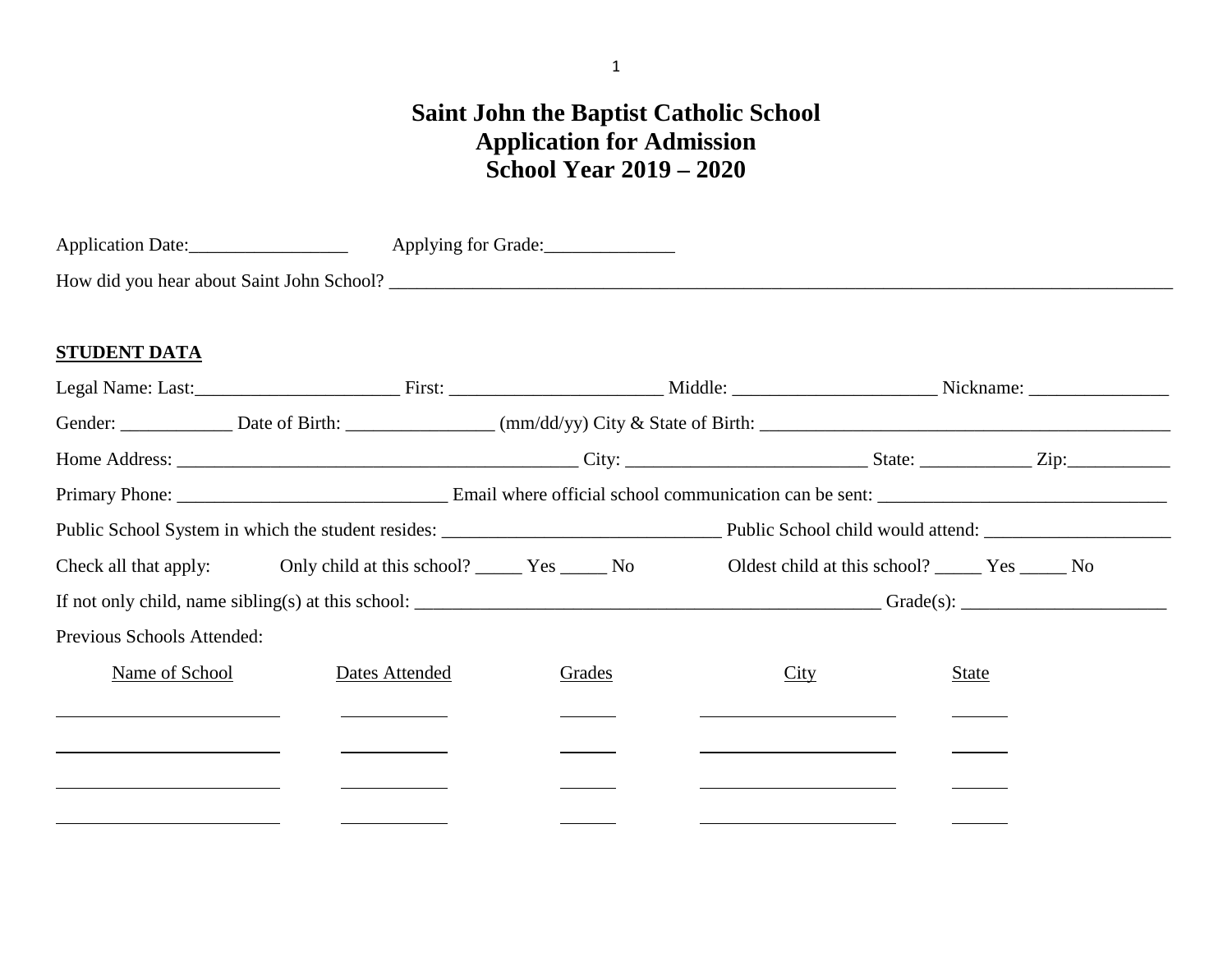# Saint John the Baptist Catholic School
# Application for Admission
# School Year 2019 – 2020

Application Date:_________________ Applying for Grade:______________

How did you hear about Saint John School? ___________________________________________________________________________________

**STUDENT DATA**

Legal Name: Last:______________________ First: _______________________ Middle: ______________________ Nickname: _______________

Gender: ____________ Date of Birth: ________________ (mm/dd/yy) City & State of Birth: _____________________________________________

Home Address: ______________________________________________ City: __________________________ State: ____________ Zip:___________

Primary Phone: _____________________________ Email where official school communication can be sent: _______________________________

Public School System in which the student resides: ______________________________ Public School child would attend: ____________________

Check all that apply: Only child at this school? _____ Yes _____ No Oldest child at this school? _____ Yes _____ No

If not only child, name sibling(s) at this school: ___________________________________________________ Grade(s): ______________________

Previous Schools Attended:

| Name of School | Dates Attended | Grades | City | State |
|---|---|---|---|---|
| | | | | |
| | | | | |
| | | | | |
| | | | | |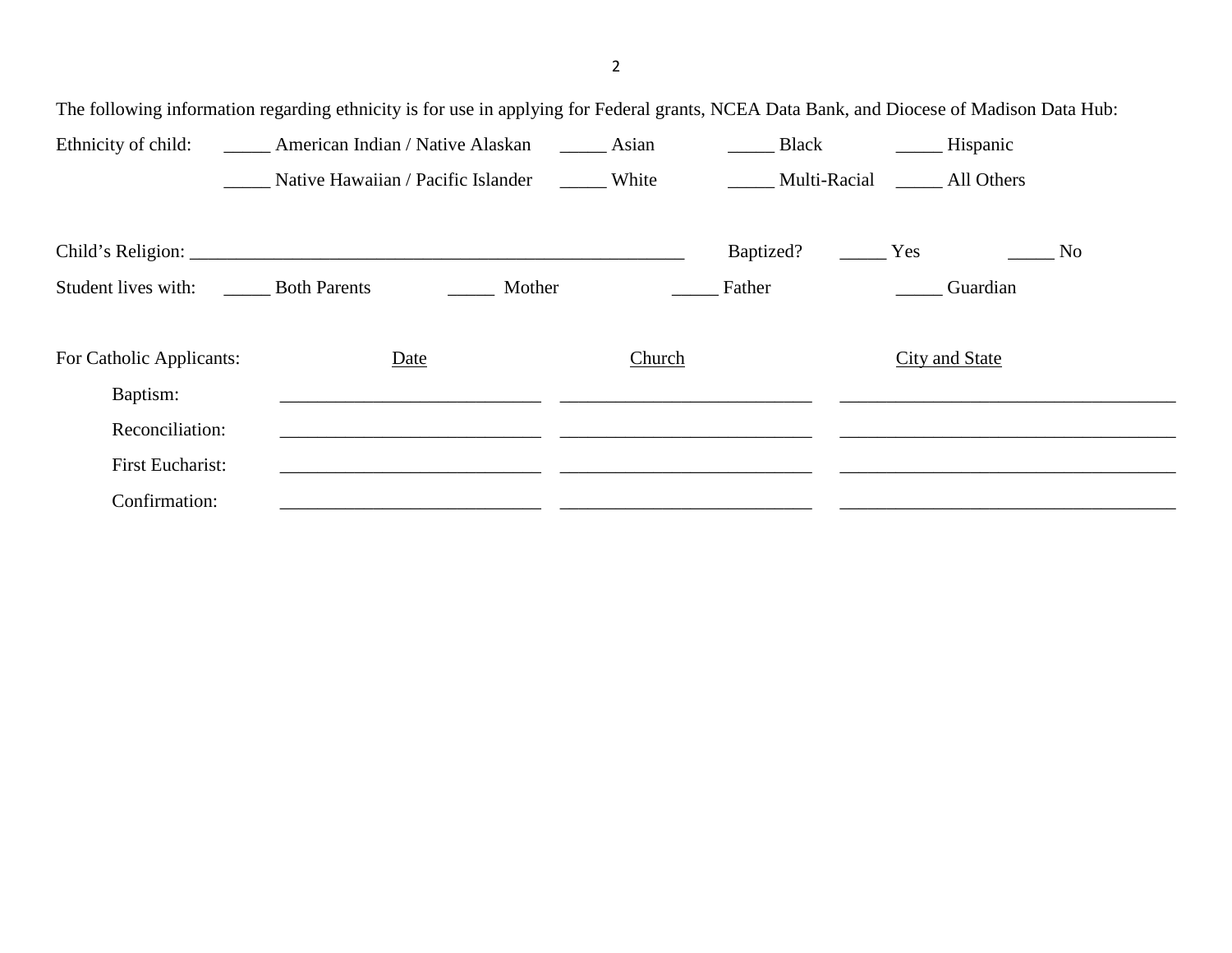The following information regarding ethnicity is for use in applying for Federal grants, NCEA Data Bank, and Diocese of Madison Data Hub:

Ethnicity of child: _____ American Indian / Native Alaskan _____ Asian _____ Black _____ Hispanic

_____ Native Hawaiian / Pacific Islander _____ White _____ Multi-Racial _____ All Others

Child's Religion: _______________________________________________________ Baptized? _____ Yes _____ No

Student lives with: _____ Both Parents _____ Mother _____ Father _____ Guardian

| For Catholic Applicants: | Date | Church | City and State |
|---|---|---|---|
| Baptism: | ___________________________ | __________________________ | ___________________________________ |
| Reconciliation: | ___________________________ | __________________________ | ___________________________________ |
| First Eucharist: | ___________________________ | __________________________ | ___________________________________ |
| Confirmation: | ___________________________ | __________________________ | ___________________________________ |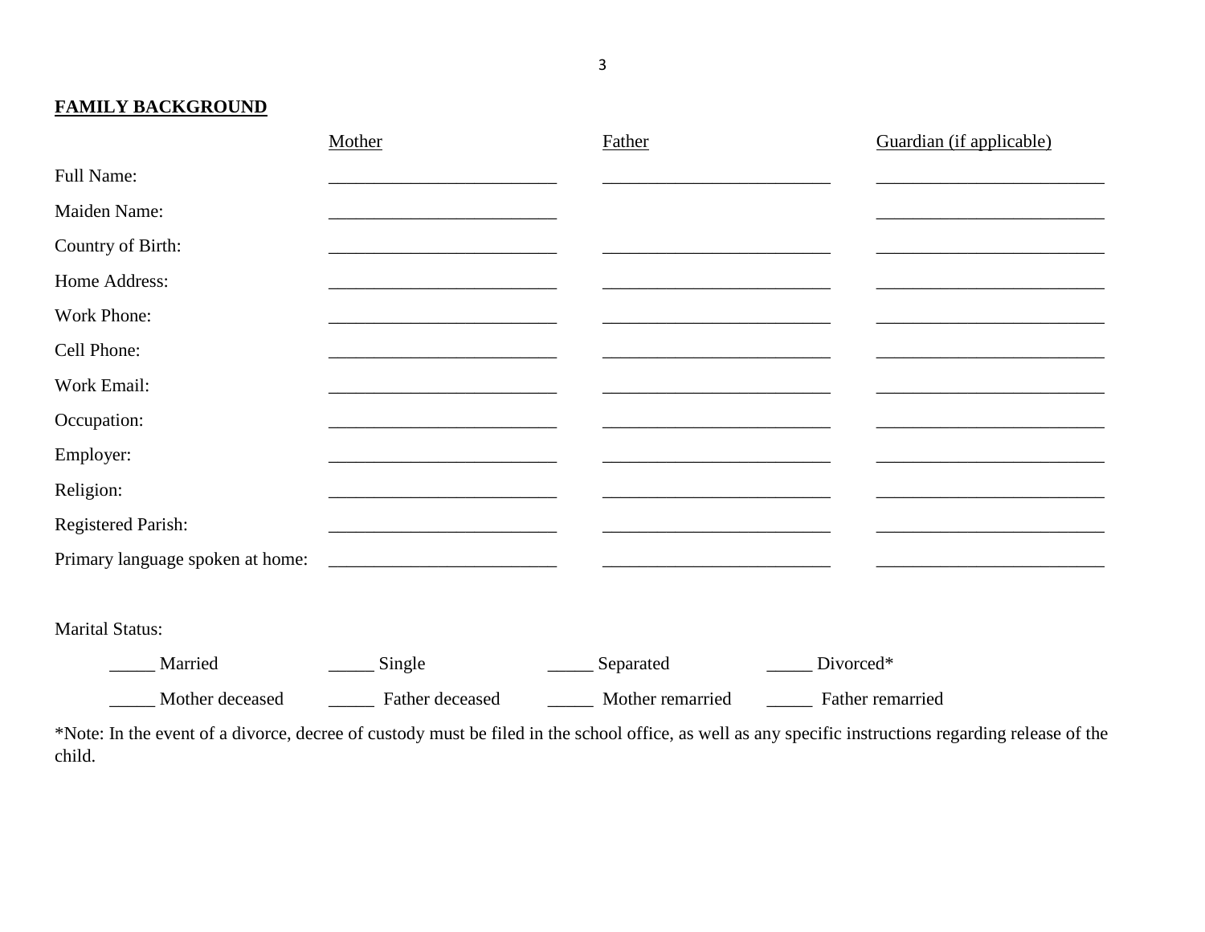**FAMILY BACKGROUND**

| | Mother | Father | Guardian (if applicable) |
|---|---|---|---|
| Full Name: | ________________________ | ________________________ | ________________________ |
| Maiden Name: | ________________________ | | ________________________ |
| Country of Birth: | ________________________ | ________________________ | ________________________ |
| Home Address: | ________________________ | ________________________ | ________________________ |
| Work Phone: | ________________________ | ________________________ | ________________________ |
| Cell Phone: | ________________________ | ________________________ | ________________________ |
| Work Email: | ________________________ | ________________________ | ________________________ |
| Occupation: | ________________________ | ________________________ | ________________________ |
| Employer: | ________________________ | ________________________ | ________________________ |
| Religion: | ________________________ | ________________________ | ________________________ |
| Registered Parish: | ________________________ | ________________________ | ________________________ |
| Primary language spoken at home: | ________________________ | ________________________ | ________________________ |

Marital Status:

_____ Married     _____ Single     _____ Separated     _____ Divorced*

_____ Mother deceased     _____ Father deceased     _____ Mother remarried     _____ Father remarried

*Note: In the event of a divorce, decree of custody must be filed in the school office, as well as any specific instructions regarding release of the child.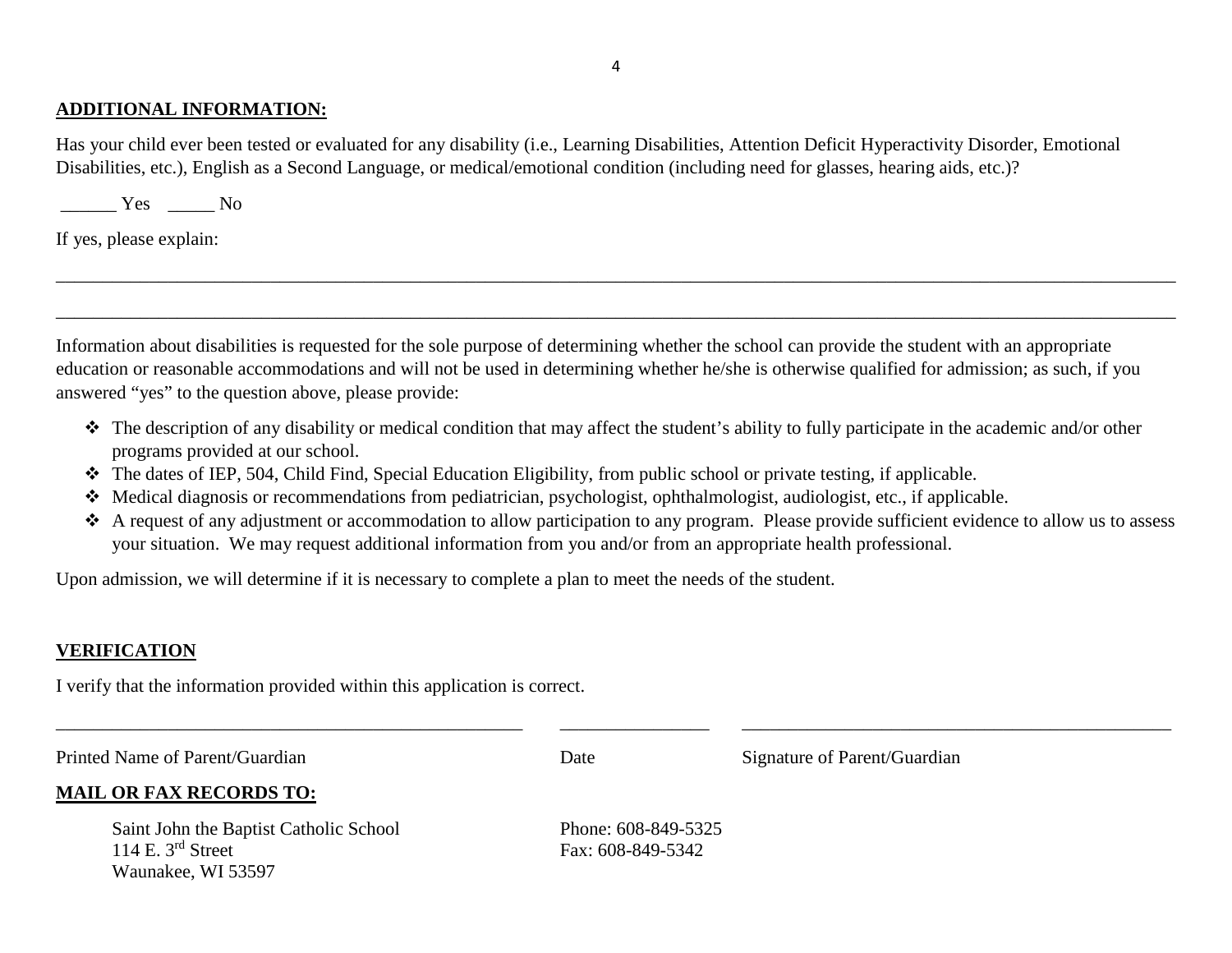**ADDITIONAL INFORMATION:**

Has your child ever been tested or evaluated for any disability (i.e., Learning Disabilities, Attention Deficit Hyperactivity Disorder, Emotional Disabilities, etc.), English as a Second Language, or medical/emotional condition (including need for glasses, hearing aids, etc.)?

______ Yes _____ No

If yes, please explain:

______________________________________________________________________________________________________________

______________________________________________________________________________________________________________

Information about disabilities is requested for the sole purpose of determining whether the school can provide the student with an appropriate education or reasonable accommodations and will not be used in determining whether he/she is otherwise qualified for admission; as such, if you answered "yes" to the question above, please provide:

- The description of any disability or medical condition that may affect the student's ability to fully participate in the academic and/or other programs provided at our school.
- The dates of IEP, 504, Child Find, Special Education Eligibility, from public school or private testing, if applicable.
- Medical diagnosis or recommendations from pediatrician, psychologist, ophthalmologist, audiologist, etc., if applicable.
- A request of any adjustment or accommodation to allow participation to any program. Please provide sufficient evidence to allow us to assess your situation. We may request additional information from you and/or from an appropriate health professional.

Upon admission, we will determine if it is necessary to complete a plan to meet the needs of the student.

**VERIFICATION**

I verify that the information provided within this application is correct.

_____________________________________________ ______________ ______________________________________

Printed Name of Parent/Guardian | Date | Signature of Parent/Guardian

**MAIL OR FAX RECORDS TO:**

Saint John the Baptist Catholic School
114 E. 3rd Street
Waunakee, WI 53597

Phone: 608-849-5325
Fax: 608-849-5342